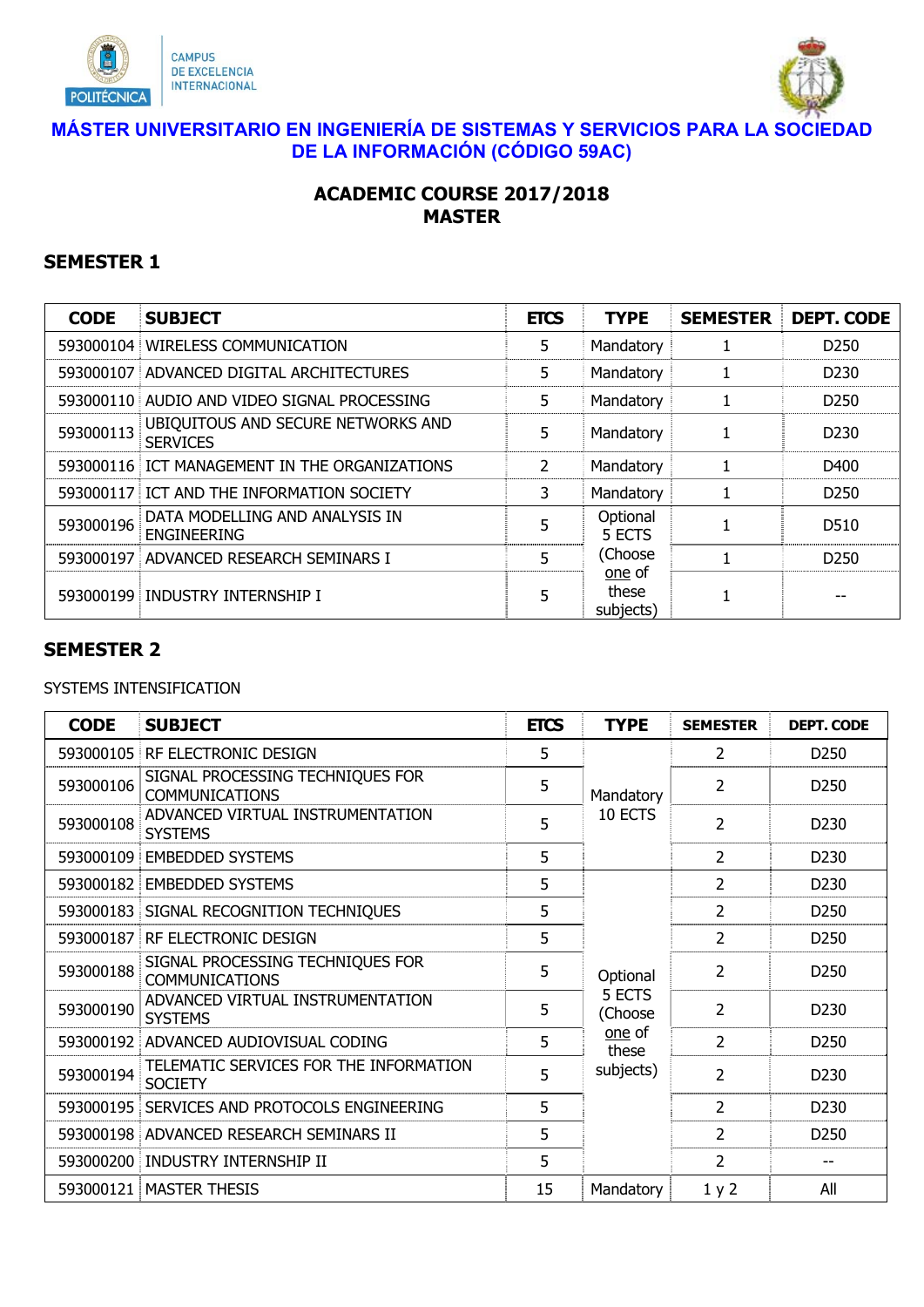CAMPUS
DE EXCELENCIA
INTERNACIONAL

# MÁSTER UNIVERSITARIO EN INGENIERÍA DE SISTEMAS Y SERVICIOS PARA LA SOCIEDAD DE LA INFORMACIÓN (CÓDIGO 59AC)

## ACADEMIC COURSE 2017/2018
## MASTER

### SEMESTER 1

| CODE | SUBJECT | ETCS | TYPE | SEMESTER | DEPT. CODE |
|---|---|---|---|---|---|
| 593000104 | WIRELESS COMMUNICATION | 5 | Mandatory | 1 | D250 |
| 593000107 | ADVANCED DIGITAL ARCHITECTURES | 5 | Mandatory | 1 | D230 |
| 593000110 | AUDIO AND VIDEO SIGNAL PROCESSING | 5 | Mandatory | 1 | D250 |
| 593000113 | UBIQUITOUS AND SECURE NETWORKS AND SERVICES | 5 | Mandatory | 1 | D230 |
| 593000116 | ICT MANAGEMENT IN THE ORGANIZATIONS | 2 | Mandatory | 1 | D400 |
| 593000117 | ICT AND THE INFORMATION SOCIETY | 3 | Mandatory | 1 | D250 |
| 593000196 | DATA MODELLING AND ANALYSIS IN ENGINEERING | 5 | Optional 5 ECTS (Choose one of these subjects) | 1 | D510 |
| 593000197 | ADVANCED RESEARCH SEMINARS I | 5 | | 1 | D250 |
| 593000199 | INDUSTRY INTERNSHIP I | 5 | | 1 | -- |

### SEMESTER 2

SYSTEMS INTENSIFICATION

| CODE | SUBJECT | ETCS | TYPE | SEMESTER | DEPT. CODE |
|---|---|---|---|---|---|
| 593000105 | RF ELECTRONIC DESIGN | 5 | Mandatory 10 ECTS | 2 | D250 |
| 593000106 | SIGNAL PROCESSING TECHNIQUES FOR COMMUNICATIONS | 5 | | 2 | D250 |
| 593000108 | ADVANCED VIRTUAL INSTRUMENTATION SYSTEMS | 5 | | 2 | D230 |
| 593000109 | EMBEDDED SYSTEMS | 5 | | 2 | D230 |
| 593000182 | EMBEDDED SYSTEMS | 5 | Optional 5 ECTS (Choose one of these subjects) | 2 | D230 |
| 593000183 | SIGNAL RECOGNITION TECHNIQUES | 5 | | 2 | D250 |
| 593000187 | RF ELECTRONIC DESIGN | 5 | | 2 | D250 |
| 593000188 | SIGNAL PROCESSING TECHNIQUES FOR COMMUNICATIONS | 5 | | 2 | D250 |
| 593000190 | ADVANCED VIRTUAL INSTRUMENTATION SYSTEMS | 5 | | 2 | D230 |
| 593000192 | ADVANCED AUDIOVISUAL CODING | 5 | | 2 | D250 |
| 593000194 | TELEMATIC SERVICES FOR THE INFORMATION SOCIETY | 5 | | 2 | D230 |
| 593000195 | SERVICES AND PROTOCOLS ENGINEERING | 5 | | 2 | D230 |
| 593000198 | ADVANCED RESEARCH SEMINARS II | 5 | | 2 | D250 |
| 593000200 | INDUSTRY INTERNSHIP II | 5 | | 2 | -- |
| 593000121 | MASTER THESIS | 15 | Mandatory | 1 y 2 | All |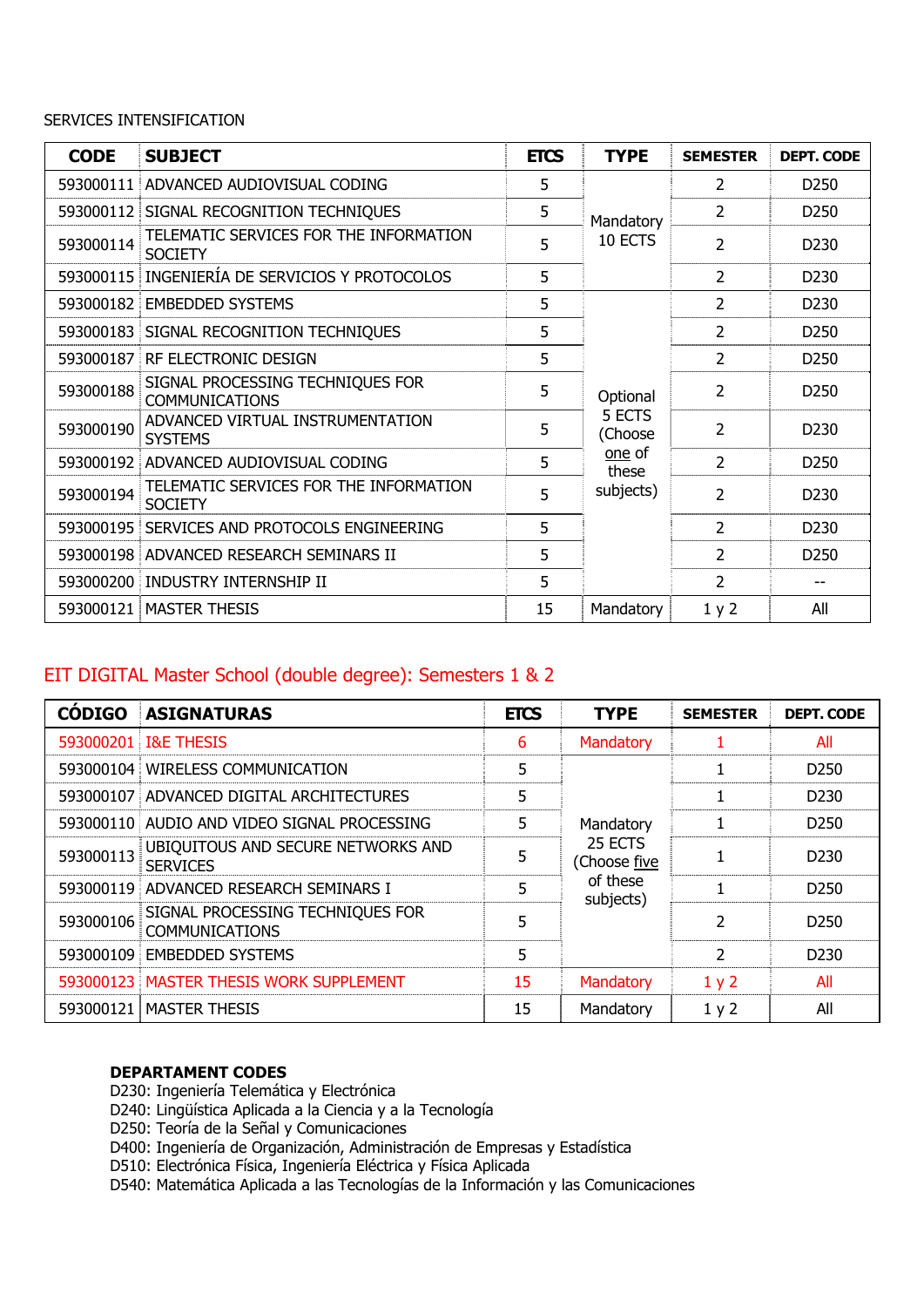SERVICES INTENSIFICATION

| CODE | SUBJECT | ETCS | TYPE | SEMESTER | DEPT. CODE |
|---|---|---|---|---|---|
| 593000111 | ADVANCED AUDIOVISUAL CODING | 5 | Mandatory 10 ECTS | 2 | D250 |
| 593000112 | SIGNAL RECOGNITION TECHNIQUES | 5 | | 2 | D250 |
| 593000114 | TELEMATIC SERVICES FOR THE INFORMATION SOCIETY | 5 | | 2 | D230 |
| 593000115 | INGENIERÍA DE SERVICIOS Y PROTOCOLOS | 5 | | 2 | D230 |
| 593000182 | EMBEDDED SYSTEMS | 5 | Optional 5 ECTS (Choose one of these subjects) | 2 | D230 |
| 593000183 | SIGNAL RECOGNITION TECHNIQUES | 5 | | 2 | D250 |
| 593000187 | RF ELECTRONIC DESIGN | 5 | | 2 | D250 |
| 593000188 | SIGNAL PROCESSING TECHNIQUES FOR COMMUNICATIONS | 5 | | 2 | D250 |
| 593000190 | ADVANCED VIRTUAL INSTRUMENTATION SYSTEMS | 5 | | 2 | D230 |
| 593000192 | ADVANCED AUDIOVISUAL CODING | 5 | | 2 | D250 |
| 593000194 | TELEMATIC SERVICES FOR THE INFORMATION SOCIETY | 5 | | 2 | D230 |
| 593000195 | SERVICES AND PROTOCOLS ENGINEERING | 5 | | 2 | D230 |
| 593000198 | ADVANCED RESEARCH SEMINARS II | 5 | | 2 | D250 |
| 593000200 | INDUSTRY INTERNSHIP II | 5 | | 2 | -- |
| 593000121 | MASTER THESIS | 15 | Mandatory | 1 y 2 | All |

## EIT DIGITAL Master School (double degree): Semesters 1 & 2

| CÓDIGO | ASIGNATURAS | ETCS | TYPE | SEMESTER | DEPT. CODE |
|---|---|---|---|---|---|
| 593000201 | I&E THESIS | 6 | Mandatory | 1 | All |
| 593000104 | WIRELESS COMMUNICATION | 5 | Mandatory 25 ECTS (Choose five of these subjects) | 1 | D250 |
| 593000107 | ADVANCED DIGITAL ARCHITECTURES | 5 | | 1 | D230 |
| 593000110 | AUDIO AND VIDEO SIGNAL PROCESSING | 5 | | 1 | D250 |
| 593000113 | UBIQUITOUS AND SECURE NETWORKS AND SERVICES | 5 | | 1 | D230 |
| 593000119 | ADVANCED RESEARCH SEMINARS I | 5 | | 1 | D250 |
| 593000106 | SIGNAL PROCESSING TECHNIQUES FOR COMMUNICATIONS | 5 | | 2 | D250 |
| 593000109 | EMBEDDED SYSTEMS | 5 | | 2 | D230 |
| 593000123 | MASTER THESIS WORK SUPPLEMENT | 15 | Mandatory | 1 y 2 | All |
| 593000121 | MASTER THESIS | 15 | Mandatory | 1 y 2 | All |

**DEPARTAMENT CODES**
D230: Ingeniería Telemática y Electrónica
D240: Lingüística Aplicada a la Ciencia y a la Tecnología
D250: Teoría de la Señal y Comunicaciones
D400: Ingeniería de Organización, Administración de Empresas y Estadística
D510: Electrónica Física, Ingeniería Eléctrica y Física Aplicada
D540: Matemática Aplicada a las Tecnologías de la Información y las Comunicaciones